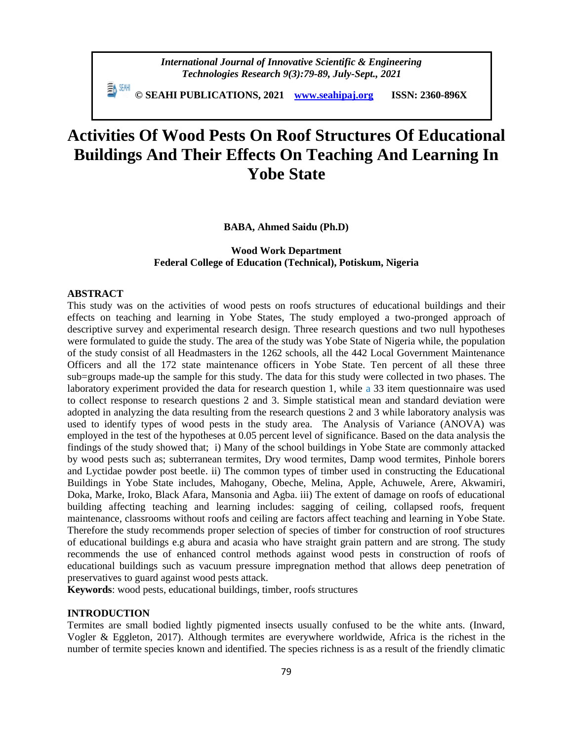*International Journal of Innovative Scientific & Engineering Technologies Research 9(3):79-89, July-Sept., 2021*

**© SEAHI PUBLICATIONS, 2021 www.seahipaj.org ISSN: 2360-896X**

# Activities Of Wood Pests On Roof Structures Of Educational Buildings And Their Effects On Teaching And Learning In Yobe State

**BABA, Ahmed Saidu (Ph.D)**

**Wood Work Department**
**Federal College of Education (Technical), Potiskum, Nigeria**

## ABSTRACT

This study was on the activities of wood pests on roofs structures of educational buildings and their effects on teaching and learning in Yobe States, The study employed a two-pronged approach of descriptive survey and experimental research design. Three research questions and two null hypotheses were formulated to guide the study. The area of the study was Yobe State of Nigeria while, the population of the study consist of all Headmasters in the 1262 schools, all the 442 Local Government Maintenance Officers and all the 172 state maintenance officers in Yobe State. Ten percent of all these three sub=groups made-up the sample for this study. The data for this study were collected in two phases. The laboratory experiment provided the data for research question 1, while a 33 item questionnaire was used to collect response to research questions 2 and 3. Simple statistical mean and standard deviation were adopted in analyzing the data resulting from the research questions 2 and 3 while laboratory analysis was used to identify types of wood pests in the study area. The Analysis of Variance (ANOVA) was employed in the test of the hypotheses at 0.05 percent level of significance. Based on the data analysis the findings of the study showed that; i) Many of the school buildings in Yobe State are commonly attacked by wood pests such as; subterranean termites, Dry wood termites, Damp wood termites, Pinhole borers and Lyctidae powder post beetle. ii) The common types of timber used in constructing the Educational Buildings in Yobe State includes, Mahogany, Obeche, Melina, Apple, Achuwele, Arere, Akwamiri, Doka, Marke, Iroko, Black Afara, Mansonia and Agba. iii) The extent of damage on roofs of educational building affecting teaching and learning includes: sagging of ceiling, collapsed roofs, frequent maintenance, classrooms without roofs and ceiling are factors affect teaching and learning in Yobe State. Therefore the study recommends proper selection of species of timber for construction of roof structures of educational buildings e.g abura and acasia who have straight grain pattern and are strong. The study recommends the use of enhanced control methods against wood pests in construction of roofs of educational buildings such as vacuum pressure impregnation method that allows deep penetration of preservatives to guard against wood pests attack.

**Keywords**: wood pests, educational buildings, timber, roofs structures

## INTRODUCTION

Termites are small bodied lightly pigmented insects usually confused to be the white ants. (Inward, Vogler & Eggleton, 2017). Although termites are everywhere worldwide, Africa is the richest in the number of termite species known and identified. The species richness is as a result of the friendly climatic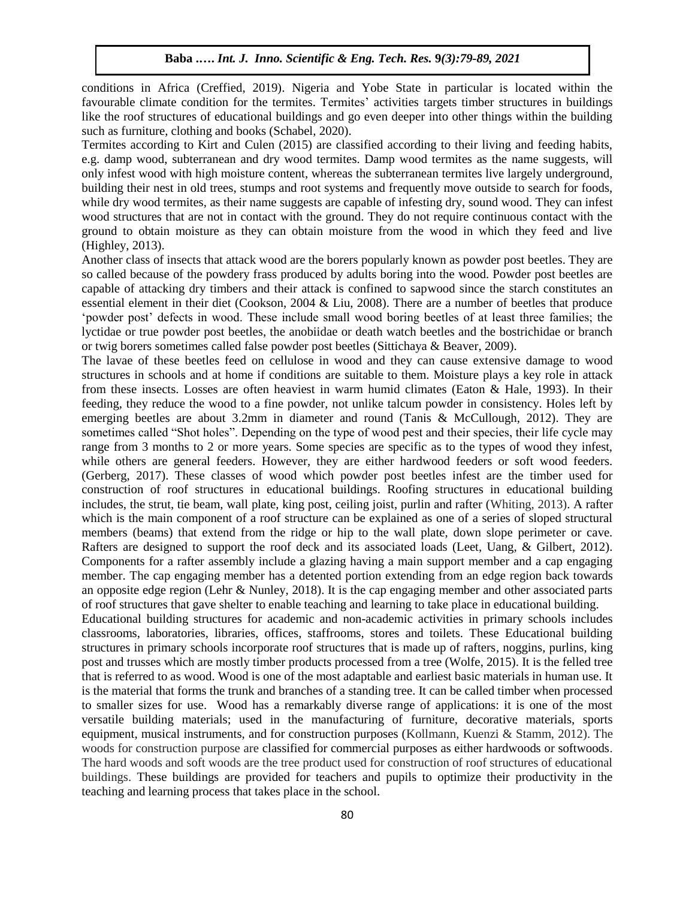conditions in Africa (Creffied, 2019). Nigeria and Yobe State in particular is located within the favourable climate condition for the termites. Termites' activities targets timber structures in buildings like the roof structures of educational buildings and go even deeper into other things within the building such as furniture, clothing and books (Schabel, 2020).

Termites according to Kirt and Culen (2015) are classified according to their living and feeding habits, e.g. damp wood, subterranean and dry wood termites. Damp wood termites as the name suggests, will only infest wood with high moisture content, whereas the subterranean termites live largely underground, building their nest in old trees, stumps and root systems and frequently move outside to search for foods, while dry wood termites, as their name suggests are capable of infesting dry, sound wood. They can infest wood structures that are not in contact with the ground. They do not require continuous contact with the ground to obtain moisture as they can obtain moisture from the wood in which they feed and live (Highley, 2013).

Another class of insects that attack wood are the borers popularly known as powder post beetles. They are so called because of the powdery frass produced by adults boring into the wood. Powder post beetles are capable of attacking dry timbers and their attack is confined to sapwood since the starch constitutes an essential element in their diet (Cookson, 2004 & Liu, 2008). There are a number of beetles that produce 'powder post' defects in wood. These include small wood boring beetles of at least three families; the lyctidae or true powder post beetles, the anobiidae or death watch beetles and the bostrichidae or branch or twig borers sometimes called false powder post beetles (Sittichaya & Beaver, 2009).

The lavae of these beetles feed on cellulose in wood and they can cause extensive damage to wood structures in schools and at home if conditions are suitable to them. Moisture plays a key role in attack from these insects. Losses are often heaviest in warm humid climates (Eaton & Hale, 1993). In their feeding, they reduce the wood to a fine powder, not unlike talcum powder in consistency. Holes left by emerging beetles are about 3.2mm in diameter and round (Tanis & McCullough, 2012). They are sometimes called "Shot holes". Depending on the type of wood pest and their species, their life cycle may range from 3 months to 2 or more years. Some species are specific as to the types of wood they infest, while others are general feeders. However, they are either hardwood feeders or soft wood feeders. (Gerberg, 2017). These classes of wood which powder post beetles infest are the timber used for construction of roof structures in educational buildings. Roofing structures in educational building includes, the strut, tie beam, wall plate, king post, ceiling joist, purlin and rafter (Whiting, 2013). A rafter which is the main component of a roof structure can be explained as one of a series of sloped structural members (beams) that extend from the ridge or hip to the wall plate, down slope perimeter or cave. Rafters are designed to support the roof deck and its associated loads (Leet, Uang, & Gilbert, 2012). Components for a rafter assembly include a glazing having a main support member and a cap engaging member. The cap engaging member has a detented portion extending from an edge region back towards an opposite edge region (Lehr & Nunley, 2018). It is the cap engaging member and other associated parts of roof structures that gave shelter to enable teaching and learning to take place in educational building.

Educational building structures for academic and non-academic activities in primary schools includes classrooms, laboratories, libraries, offices, staffrooms, stores and toilets. These Educational building structures in primary schools incorporate roof structures that is made up of rafters, noggins, purlins, king post and trusses which are mostly timber products processed from a tree (Wolfe, 2015). It is the felled tree that is referred to as wood. Wood is one of the most adaptable and earliest basic materials in human use. It is the material that forms the trunk and branches of a standing tree. It can be called timber when processed to smaller sizes for use. Wood has a remarkably diverse range of applications: it is one of the most versatile building materials; used in the manufacturing of furniture, decorative materials, sports equipment, musical instruments, and for construction purposes (Kollmann, Kuenzi & Stamm, 2012). The woods for construction purpose are classified for commercial purposes as either hardwoods or softwoods. The hard woods and soft woods are the tree product used for construction of roof structures of educational buildings. These buildings are provided for teachers and pupils to optimize their productivity in the teaching and learning process that takes place in the school.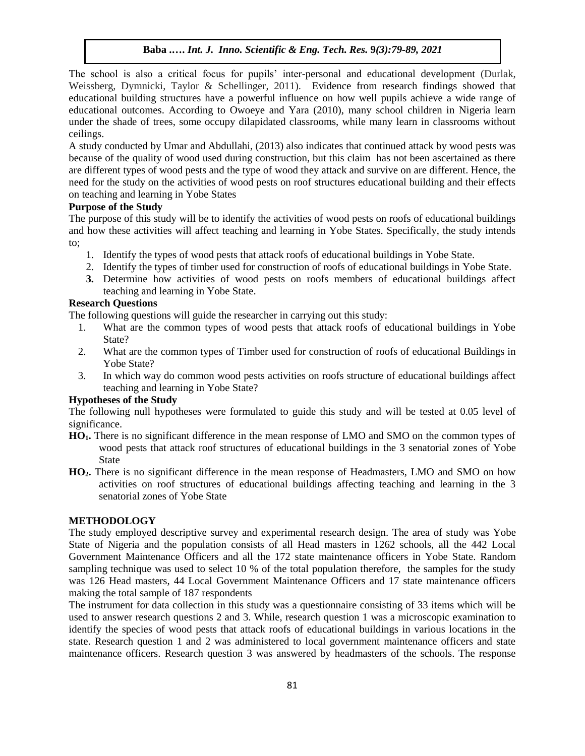The school is also a critical focus for pupils' inter-personal and educational development (Durlak, Weissberg, Dymnicki, Taylor & Schellinger, 2011). Evidence from research findings showed that educational building structures have a powerful influence on how well pupils achieve a wide range of educational outcomes. According to Owoeye and Yara (2010), many school children in Nigeria learn under the shade of trees, some occupy dilapidated classrooms, while many learn in classrooms without ceilings.

A study conducted by Umar and Abdullahi, (2013) also indicates that continued attack by wood pests was because of the quality of wood used during construction, but this claim has not been ascertained as there are different types of wood pests and the type of wood they attack and survive on are different. Hence, the need for the study on the activities of wood pests on roof structures educational building and their effects on teaching and learning in Yobe States

**Purpose of the Study**

The purpose of this study will be to identify the activities of wood pests on roofs of educational buildings and how these activities will affect teaching and learning in Yobe States. Specifically, the study intends to;

1. Identify the types of wood pests that attack roofs of educational buildings in Yobe State.
2. Identify the types of timber used for construction of roofs of educational buildings in Yobe State.
3. Determine how activities of wood pests on roofs members of educational buildings affect teaching and learning in Yobe State.

**Research Questions**

The following questions will guide the researcher in carrying out this study:

1. What are the common types of wood pests that attack roofs of educational buildings in Yobe State?
2. What are the common types of Timber used for construction of roofs of educational Buildings in Yobe State?
3. In which way do common wood pests activities on roofs structure of educational buildings affect teaching and learning in Yobe State?

**Hypotheses of the Study**

The following null hypotheses were formulated to guide this study and will be tested at 0.05 level of significance.

**$HO_1$.** There is no significant difference in the mean response of LMO and SMO on the common types of wood pests that attack roof structures of educational buildings in the 3 senatorial zones of Yobe State

**$HO_2$.** There is no significant difference in the mean response of Headmasters, LMO and SMO on how activities on roof structures of educational buildings affecting teaching and learning in the 3 senatorial zones of Yobe State

## METHODOLOGY

The study employed descriptive survey and experimental research design. The area of study was Yobe State of Nigeria and the population consists of all Head masters in 1262 schools, all the 442 Local Government Maintenance Officers and all the 172 state maintenance officers in Yobe State. Random sampling technique was used to select 10 % of the total population therefore, the samples for the study was 126 Head masters, 44 Local Government Maintenance Officers and 17 state maintenance officers making the total sample of 187 respondents

The instrument for data collection in this study was a questionnaire consisting of 33 items which will be used to answer research questions 2 and 3. While, research question 1 was a microscopic examination to identify the species of wood pests that attack roofs of educational buildings in various locations in the state. Research question 1 and 2 was administered to local government maintenance officers and state maintenance officers. Research question 3 was answered by headmasters of the schools. The response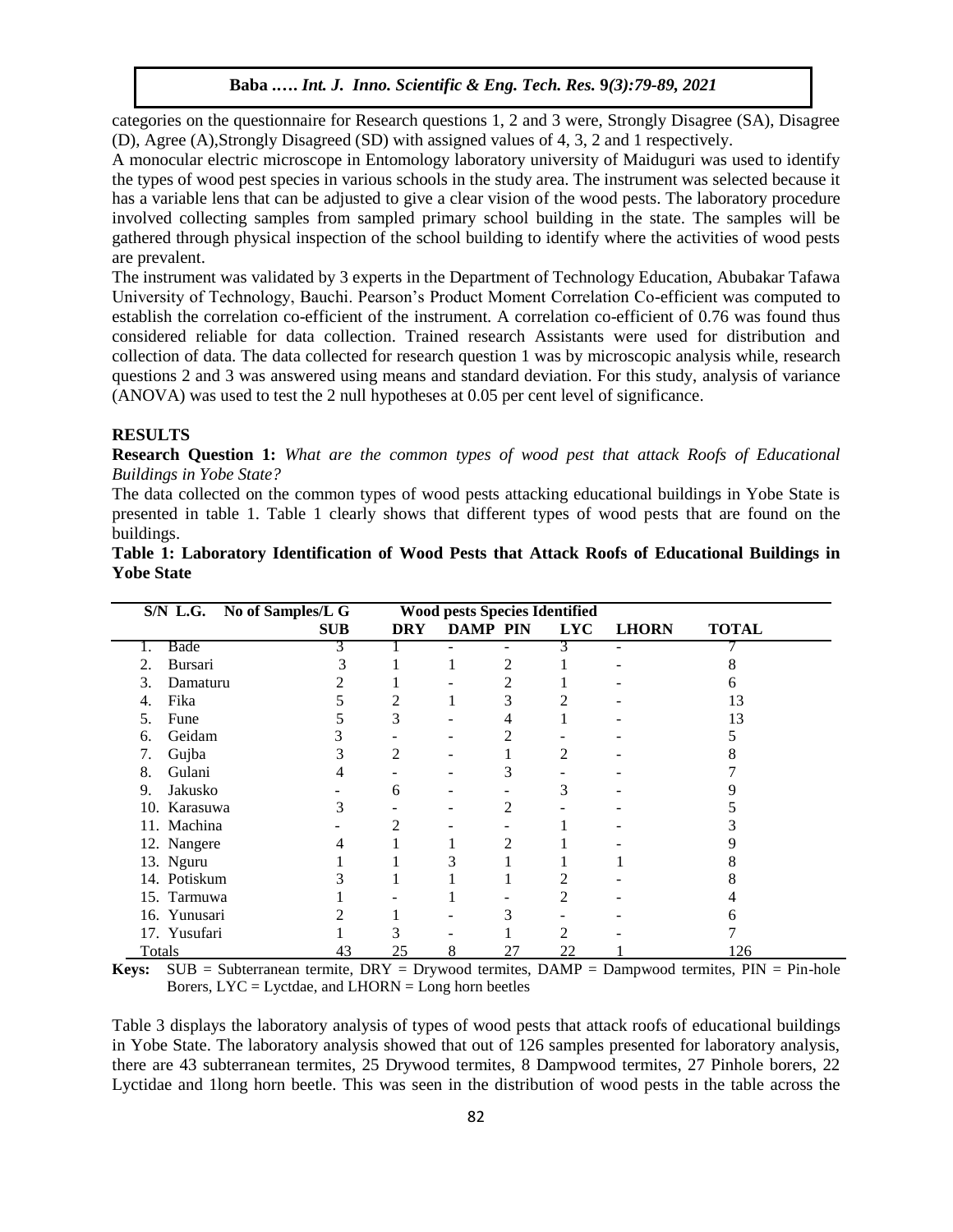categories on the questionnaire for Research questions 1, 2 and 3 were, Strongly Disagree (SA), Disagree (D), Agree (A),Strongly Disagreed (SD) with assigned values of 4, 3, 2 and 1 respectively.

A monocular electric microscope in Entomology laboratory university of Maiduguri was used to identify the types of wood pest species in various schools in the study area. The instrument was selected because it has a variable lens that can be adjusted to give a clear vision of the wood pests. The laboratory procedure involved collecting samples from sampled primary school building in the state. The samples will be gathered through physical inspection of the school building to identify where the activities of wood pests are prevalent.

The instrument was validated by 3 experts in the Department of Technology Education, Abubakar Tafawa University of Technology, Bauchi. Pearson's Product Moment Correlation Co-efficient was computed to establish the correlation co-efficient of the instrument. A correlation co-efficient of 0.76 was found thus considered reliable for data collection. Trained research Assistants were used for distribution and collection of data. The data collected for research question 1 was by microscopic analysis while, research questions 2 and 3 was answered using means and standard deviation. For this study, analysis of variance (ANOVA) was used to test the 2 null hypotheses at 0.05 per cent level of significance.

## RESULTS

**Research Question 1:** *What are the common types of wood pest that attack Roofs of Educational Buildings in Yobe State?*

The data collected on the common types of wood pests attacking educational buildings in Yobe State is presented in table 1. Table 1 clearly shows that different types of wood pests that are found on the buildings.

**Table 1: Laboratory Identification of Wood Pests that Attack Roofs of Educational Buildings in Yobe State**

| S/N L.G. | No of Samples/L G | Wood pests Species Identified | | | | | |
|---|---|---|---|---|---|---|---|
| | SUB | DRY | DAMP | PIN | LYC | LHORN | TOTAL |
| 1. Bade | 3 | 1 | - | - | 3 | - | 7 |
| 2. Bursari | 3 | 1 | 1 | 2 | 1 | - | 8 |
| 3. Damaturu | 2 | 1 | - | 2 | 1 | - | 6 |
| 4. Fika | 5 | 2 | 1 | 3 | 2 | - | 13 |
| 5. Fune | 5 | 3 | - | 4 | 1 | - | 13 |
| 6. Geidam | 3 | - | - | 2 | - | - | 5 |
| 7. Gujba | 3 | 2 | - | 1 | 2 | - | 8 |
| 8. Gulani | 4 | - | - | 3 | - | - | 7 |
| 9. Jakusko | - | 6 | - | - | 3 | - | 9 |
| 10. Karasuwa | 3 | - | - | 2 | - | - | 5 |
| 11. Machina | - | 2 | - | - | 1 | - | 3 |
| 12. Nangere | 4 | 1 | 1 | 2 | 1 | - | 9 |
| 13. Nguru | 1 | 1 | 3 | 1 | 1 | 1 | 8 |
| 14. Potiskum | 3 | 1 | 1 | 1 | 2 | - | 8 |
| 15. Tarmuwa | 1 | - | 1 | - | 2 | - | 4 |
| 16. Yunusari | 2 | 1 | - | 3 | - | - | 6 |
| 17. Yusufari | 1 | 3 | - | 1 | 2 | - | 7 |
| Totals | 43 | 25 | 8 | 27 | 22 | 1 | 126 |

**Keys:** SUB = Subterranean termite, DRY = Drywood termites, DAMP = Dampwood termites, PIN = Pin-hole Borers, LYC = Lyctdae, and LHORN = Long horn beetles

Table 3 displays the laboratory analysis of types of wood pests that attack roofs of educational buildings in Yobe State. The laboratory analysis showed that out of 126 samples presented for laboratory analysis, there are 43 subterranean termites, 25 Drywood termites, 8 Dampwood termites, 27 Pinhole borers, 22 Lyctidae and 1long horn beetle. This was seen in the distribution of wood pests in the table across the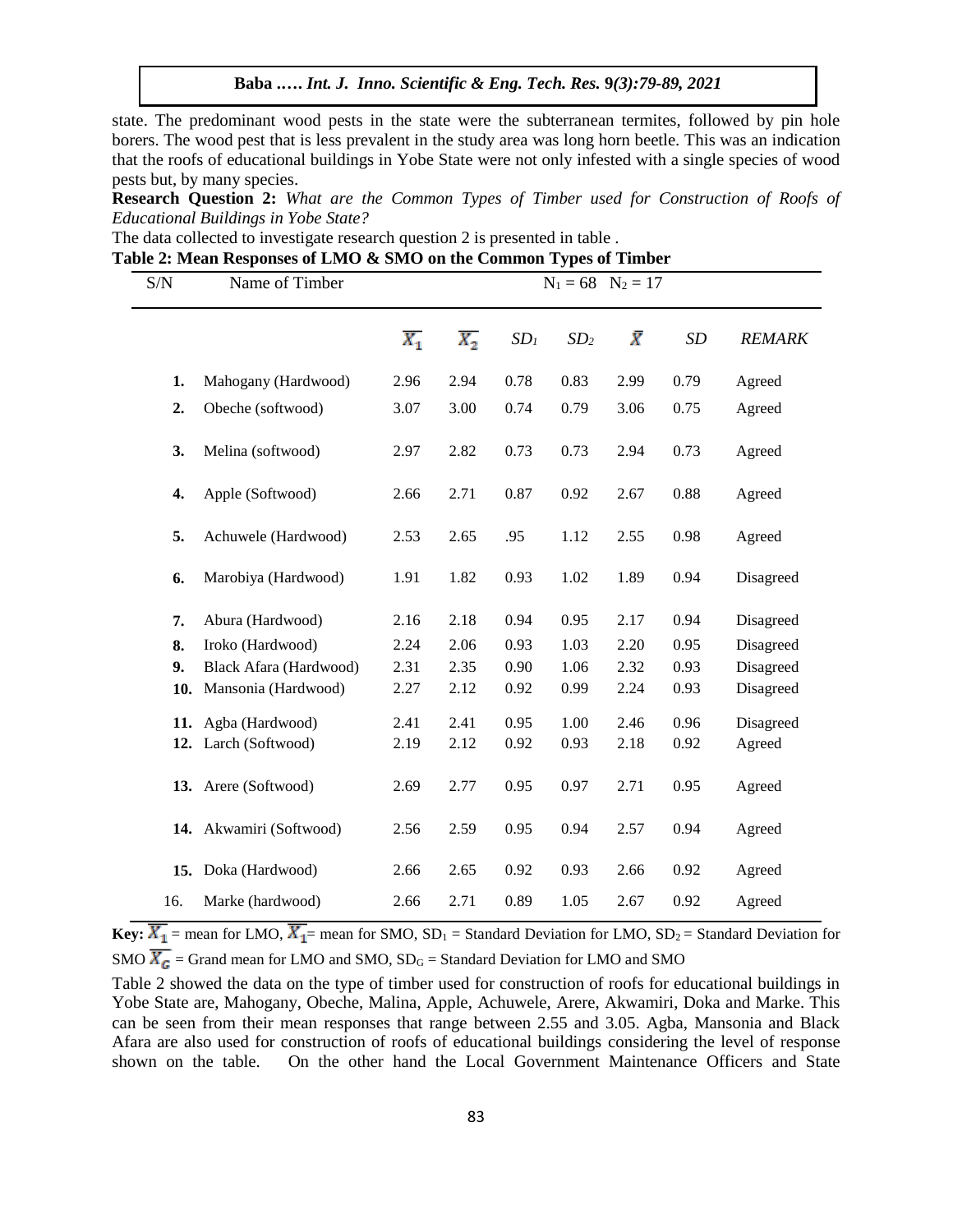state. The predominant wood pests in the state were the subterranean termites, followed by pin hole borers. The wood pest that is less prevalent in the study area was long horn beetle. This was an indication that the roofs of educational buildings in Yobe State were not only infested with a single species of wood pests but, by many species.

**Research Question 2:** *What are the Common Types of Timber used for Construction of Roofs of Educational Buildings in Yobe State?*

The data collected to investigate research question 2 is presented in table .

**Table 2: Mean Responses of LMO & SMO on the Common Types of Timber**

| S/N | Name of Timber | $N_1 = 68$ | $N_2 = 17$ | | | | | |
|---|---|---|---|---|---|---|---|---|
| | | $\overline{X_1}$ | $\overline{X_2}$ | $SD_1$ | $SD_2$ | $\bar{X}$ | $SD$ | *REMARK* |
| **1.** | Mahogany (Hardwood) | 2.96 | 2.94 | 0.78 | 0.83 | 2.99 | 0.79 | Agreed |
| **2.** | Obeche (softwood) | 3.07 | 3.00 | 0.74 | 0.79 | 3.06 | 0.75 | Agreed |
| **3.** | Melina (softwood) | 2.97 | 2.82 | 0.73 | 0.73 | 2.94 | 0.73 | Agreed |
| **4.** | Apple (Softwood) | 2.66 | 2.71 | 0.87 | 0.92 | 2.67 | 0.88 | Agreed |
| **5.** | Achuwele (Hardwood) | 2.53 | 2.65 | .95 | 1.12 | 2.55 | 0.98 | Agreed |
| **6.** | Marobiya (Hardwood) | 1.91 | 1.82 | 0.93 | 1.02 | 1.89 | 0.94 | Disagreed |
| **7.** | Abura (Hardwood) | 2.16 | 2.18 | 0.94 | 0.95 | 2.17 | 0.94 | Disagreed |
| **8.** | Iroko (Hardwood) | 2.24 | 2.06 | 0.93 | 1.03 | 2.20 | 0.95 | Disagreed |
| **9.** | Black Afara (Hardwood) | 2.31 | 2.35 | 0.90 | 1.06 | 2.32 | 0.93 | Disagreed |
| **10.** | Mansonia (Hardwood) | 2.27 | 2.12 | 0.92 | 0.99 | 2.24 | 0.93 | Disagreed |
| **11.** | Agba (Hardwood) | 2.41 | 2.41 | 0.95 | 1.00 | 2.46 | 0.96 | Disagreed |
| **12.** | Larch (Softwood) | 2.19 | 2.12 | 0.92 | 0.93 | 2.18 | 0.92 | Agreed |
| **13.** | Arere (Softwood) | 2.69 | 2.77 | 0.95 | 0.97 | 2.71 | 0.95 | Agreed |
| **14.** | Akwamiri (Softwood) | 2.56 | 2.59 | 0.95 | 0.94 | 2.57 | 0.94 | Agreed |
| **15.** | Doka (Hardwood) | 2.66 | 2.65 | 0.92 | 0.93 | 2.66 | 0.92 | Agreed |
| 16. | Marke (hardwood) | 2.66 | 2.71 | 0.89 | 1.05 | 2.67 | 0.92 | Agreed |

**Key:** $\overline{X_1}$ = mean for LMO, $\overline{X_1}$= mean for SMO, $SD_1$ = Standard Deviation for LMO, $SD_2$ = Standard Deviation for SMO $\overline{X_G}$ = Grand mean for LMO and SMO, $SD_G$ = Standard Deviation for LMO and SMO

Table 2 showed the data on the type of timber used for construction of roofs for educational buildings in Yobe State are, Mahogany, Obeche, Malina, Apple, Achuwele, Arere, Akwamiri, Doka and Marke. This can be seen from their mean responses that range between 2.55 and 3.05. Agba, Mansonia and Black Afara are also used for construction of roofs of educational buildings considering the level of response shown on the table. On the other hand the Local Government Maintenance Officers and State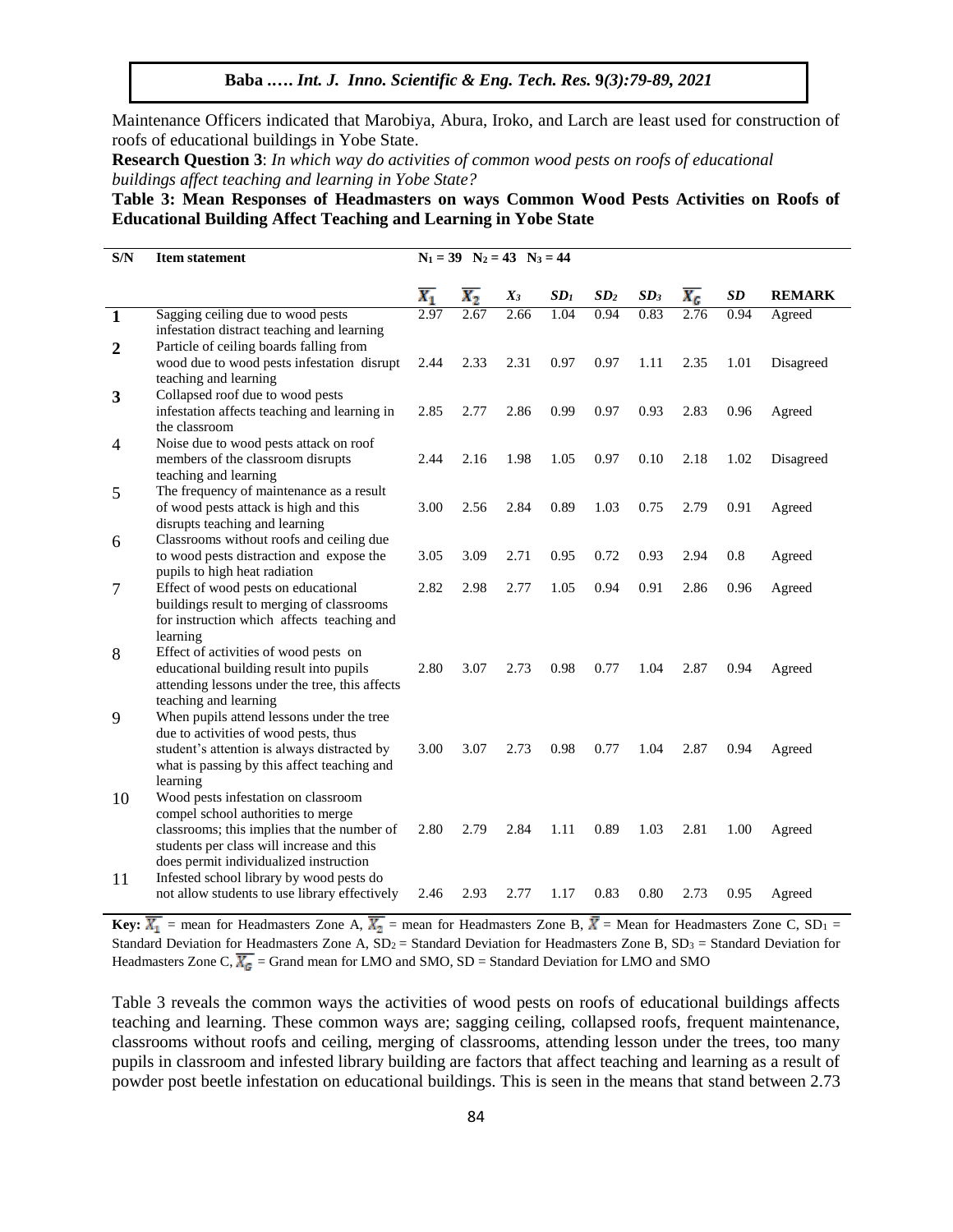Maintenance Officers indicated that Marobiya, Abura, Iroko, and Larch are least used for construction of roofs of educational buildings in Yobe State.

**Research Question 3**: *In which way do activities of common wood pests on roofs of educational buildings affect teaching and learning in Yobe State?*

**Table 3: Mean Responses of Headmasters on ways Common Wood Pests Activities on Roofs of Educational Building Affect Teaching and Learning in Yobe State**

| S/N | Item statement | $N_1 = 39$ $N_2 = 43$ $N_3 = 44$ | | | | | | | | |
|---|---|---|---|---|---|---|---|---|---|---|
| | | $\overline{X_1}$ | $\overline{X_2}$ | $X_3$ | $SD_1$ | $SD_2$ | $SD_3$ | $\overline{X_G}$ | SD | REMARK |
| 1 | Sagging ceiling due to wood pests infestation distract teaching and learning | 2.97 | 2.67 | 2.66 | 1.04 | 0.94 | 0.83 | 2.76 | 0.94 | Agreed |
| 2 | Particle of ceiling boards falling from wood due to wood pests infestation disrupt teaching and learning | 2.44 | 2.33 | 2.31 | 0.97 | 0.97 | 1.11 | 2.35 | 1.01 | Disagreed |
| 3 | Collapsed roof due to wood pests infestation affects teaching and learning in the classroom | 2.85 | 2.77 | 2.86 | 0.99 | 0.97 | 0.93 | 2.83 | 0.96 | Agreed |
| 4 | Noise due to wood pests attack on roof members of the classroom disrupts teaching and learning | 2.44 | 2.16 | 1.98 | 1.05 | 0.97 | 0.10 | 2.18 | 1.02 | Disagreed |
| 5 | The frequency of maintenance as a result of wood pests attack is high and this disrupts teaching and learning | 3.00 | 2.56 | 2.84 | 0.89 | 1.03 | 0.75 | 2.79 | 0.91 | Agreed |
| 6 | Classrooms without roofs and ceiling due to wood pests distraction and expose the pupils to high heat radiation | 3.05 | 3.09 | 2.71 | 0.95 | 0.72 | 0.93 | 2.94 | 0.8 | Agreed |
| 7 | Effect of wood pests on educational buildings result to merging of classrooms for instruction which affects teaching and learning | 2.82 | 2.98 | 2.77 | 1.05 | 0.94 | 0.91 | 2.86 | 0.96 | Agreed |
| 8 | Effect of activities of wood pests on educational building result into pupils attending lessons under the tree, this affects teaching and learning | 2.80 | 3.07 | 2.73 | 0.98 | 0.77 | 1.04 | 2.87 | 0.94 | Agreed |
| 9 | When pupils attend lessons under the tree due to activities of wood pests, thus student's attention is always distracted by what is passing by this affect teaching and learning | 3.00 | 3.07 | 2.73 | 0.98 | 0.77 | 1.04 | 2.87 | 0.94 | Agreed |
| 10 | Wood pests infestation on classroom compel school authorities to merge classrooms; this implies that the number of students per class will increase and this does permit individualized instruction | 2.80 | 2.79 | 2.84 | 1.11 | 0.89 | 1.03 | 2.81 | 1.00 | Agreed |
| 11 | Infested school library by wood pests do not allow students to use library effectively | 2.46 | 2.93 | 2.77 | 1.17 | 0.83 | 0.80 | 2.73 | 0.95 | Agreed |

**Key:** $\overline{X_1}$ = mean for Headmasters Zone A, $\overline{X_2}$ = mean for Headmasters Zone B, $\overline{X}$ = Mean for Headmasters Zone C, $SD_1$ = Standard Deviation for Headmasters Zone A, $SD_2$ = Standard Deviation for Headmasters Zone B, $SD_3$ = Standard Deviation for Headmasters Zone C, $\overline{X_G}$ = Grand mean for LMO and SMO, SD = Standard Deviation for LMO and SMO

Table 3 reveals the common ways the activities of wood pests on roofs of educational buildings affects teaching and learning. These common ways are; sagging ceiling, collapsed roofs, frequent maintenance, classrooms without roofs and ceiling, merging of classrooms, attending lesson under the trees, too many pupils in classroom and infested library building are factors that affect teaching and learning as a result of powder post beetle infestation on educational buildings. This is seen in the means that stand between 2.73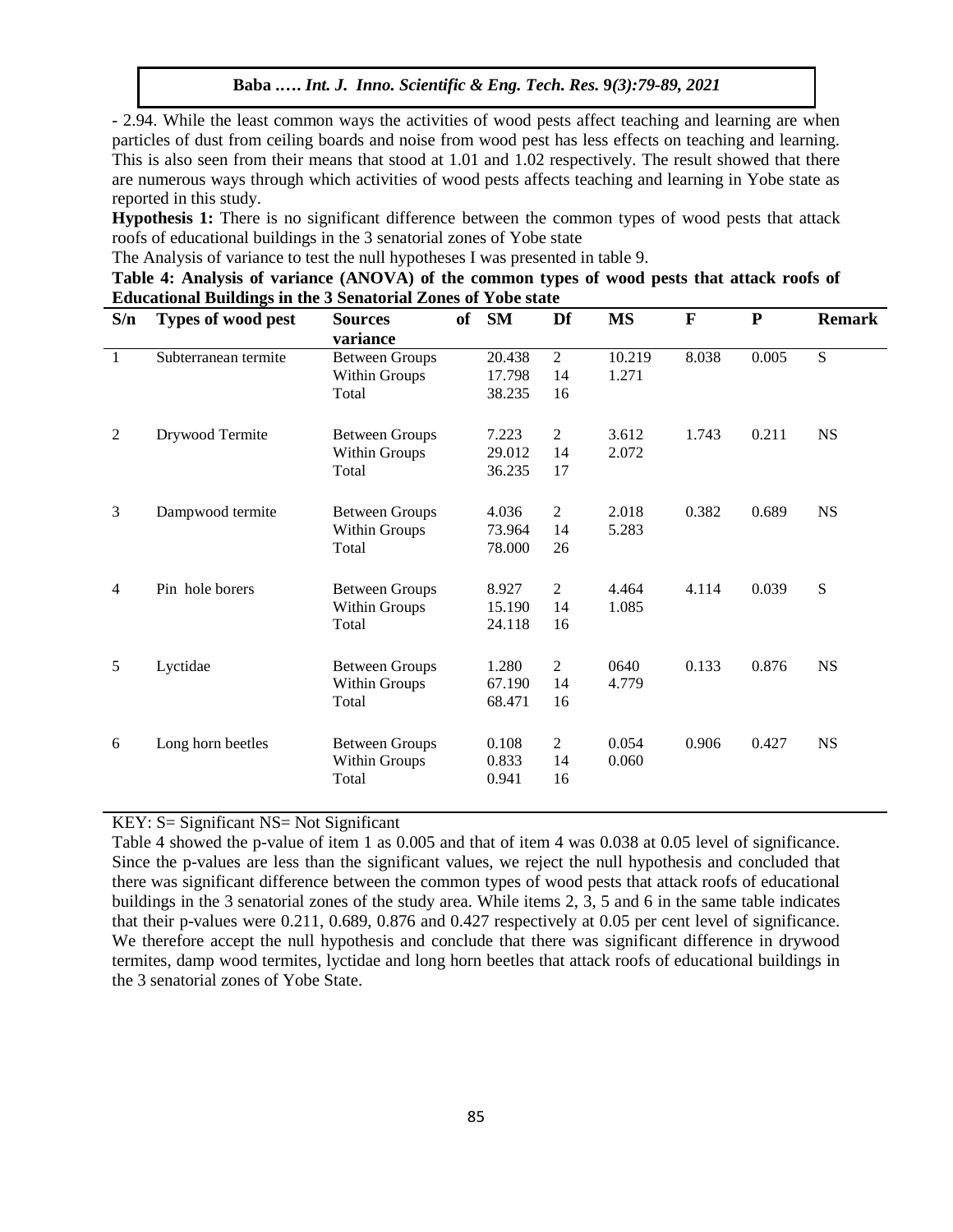- 2.94. While the least common ways the activities of wood pests affect teaching and learning are when particles of dust from ceiling boards and noise from wood pest has less effects on teaching and learning. This is also seen from their means that stood at 1.01 and 1.02 respectively. The result showed that there are numerous ways through which activities of wood pests affects teaching and learning in Yobe state as reported in this study.

**Hypothesis 1:** There is no significant difference between the common types of wood pests that attack roofs of educational buildings in the 3 senatorial zones of Yobe state

The Analysis of variance to test the null hypotheses I was presented in table 9.

**Table 4: Analysis of variance (ANOVA) of the common types of wood pests that attack roofs of Educational Buildings in the 3 Senatorial Zones of Yobe state**

| S/n | Types of wood pest | Sources of variance | SM | Df | MS | F | P | Remark |
|---|---|---|---|---|---|---|---|---|
| 1 | Subterranean termite | Between Groups | 20.438 | 2 | 10.219 | 8.038 | 0.005 | S |
| | | Within Groups | 17.798 | 14 | 1.271 | | | |
| | | Total | 38.235 | 16 | | | | |
| 2 | Drywood Termite | Between Groups | 7.223 | 2 | 3.612 | 1.743 | 0.211 | NS |
| | | Within Groups | 29.012 | 14 | 2.072 | | | |
| | | Total | 36.235 | 17 | | | | |
| 3 | Dampwood termite | Between Groups | 4.036 | 2 | 2.018 | 0.382 | 0.689 | NS |
| | | Within Groups | 73.964 | 14 | 5.283 | | | |
| | | Total | 78.000 | 26 | | | | |
| 4 | Pin hole borers | Between Groups | 8.927 | 2 | 4.464 | 4.114 | 0.039 | S |
| | | Within Groups | 15.190 | 14 | 1.085 | | | |
| | | Total | 24.118 | 16 | | | | |
| 5 | Lyctidae | Between Groups | 1.280 | 2 | 0640 | 0.133 | 0.876 | NS |
| | | Within Groups | 67.190 | 14 | 4.779 | | | |
| | | Total | 68.471 | 16 | | | | |
| 6 | Long horn beetles | Between Groups | 0.108 | 2 | 0.054 | 0.906 | 0.427 | NS |
| | | Within Groups | 0.833 | 14 | 0.060 | | | |
| | | Total | 0.941 | 16 | | | | |

KEY: S= Significant NS= Not Significant

Table 4 showed the p-value of item 1 as 0.005 and that of item 4 was 0.038 at 0.05 level of significance. Since the p-values are less than the significant values, we reject the null hypothesis and concluded that there was significant difference between the common types of wood pests that attack roofs of educational buildings in the 3 senatorial zones of the study area. While items 2, 3, 5 and 6 in the same table indicates that their p-values were 0.211, 0.689, 0.876 and 0.427 respectively at 0.05 per cent level of significance. We therefore accept the null hypothesis and conclude that there was significant difference in drywood termites, damp wood termites, lyctidae and long horn beetles that attack roofs of educational buildings in the 3 senatorial zones of Yobe State.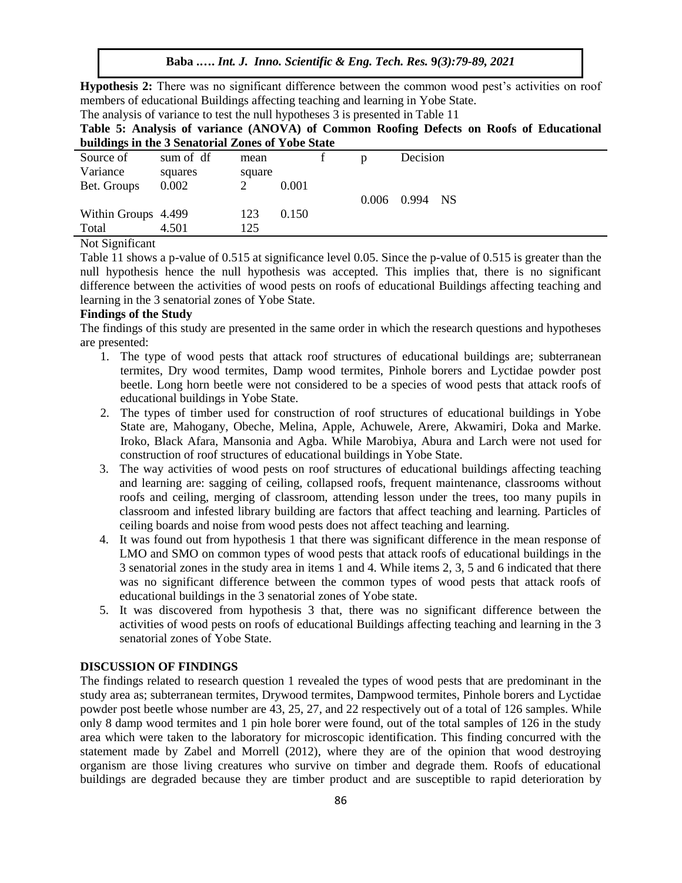**Hypothesis 2:** There was no significant difference between the common wood pest's activities on roof members of educational Buildings affecting teaching and learning in Yobe State.

The analysis of variance to test the null hypotheses 3 is presented in Table 11

**Table 5: Analysis of variance (ANOVA) of Common Roofing Defects on Roofs of Educational buildings in the 3 Senatorial Zones of Yobe State**

| Source of Variance | sum of squares | df | mean square | f | p | Decision |
|---|---|---|---|---|---|---|
| Bet. Groups | 0.002 | 2 | 0.001 | 0.006 | 0.994 | NS |
| Within Groups | 4.499 | 123 | 0.150 | | | |
| Total | 4.501 | 125 | | | | |

Not Significant

Table 11 shows a p-value of 0.515 at significance level 0.05. Since the p-value of 0.515 is greater than the null hypothesis hence the null hypothesis was accepted. This implies that, there is no significant difference between the activities of wood pests on roofs of educational Buildings affecting teaching and learning in the 3 senatorial zones of Yobe State.

**Findings of the Study**

The findings of this study are presented in the same order in which the research questions and hypotheses are presented:

1. The type of wood pests that attack roof structures of educational buildings are; subterranean termites, Dry wood termites, Damp wood termites, Pinhole borers and Lyctidae powder post beetle. Long horn beetle were not considered to be a species of wood pests that attack roofs of educational buildings in Yobe State.
2. The types of timber used for construction of roof structures of educational buildings in Yobe State are, Mahogany, Obeche, Melina, Apple, Achuwele, Arere, Akwamiri, Doka and Marke. Iroko, Black Afara, Mansonia and Agba. While Marobiya, Abura and Larch were not used for construction of roof structures of educational buildings in Yobe State.
3. The way activities of wood pests on roof structures of educational buildings affecting teaching and learning are: sagging of ceiling, collapsed roofs, frequent maintenance, classrooms without roofs and ceiling, merging of classroom, attending lesson under the trees, too many pupils in classroom and infested library building are factors that affect teaching and learning. Particles of ceiling boards and noise from wood pests does not affect teaching and learning.
4. It was found out from hypothesis 1 that there was significant difference in the mean response of LMO and SMO on common types of wood pests that attack roofs of educational buildings in the 3 senatorial zones in the study area in items 1 and 4. While items 2, 3, 5 and 6 indicated that there was no significant difference between the common types of wood pests that attack roofs of educational buildings in the 3 senatorial zones of Yobe state.
5. It was discovered from hypothesis 3 that, there was no significant difference between the activities of wood pests on roofs of educational Buildings affecting teaching and learning in the 3 senatorial zones of Yobe State.

## DISCUSSION OF FINDINGS

The findings related to research question 1 revealed the types of wood pests that are predominant in the study area as; subterranean termites, Drywood termites, Dampwood termites, Pinhole borers and Lyctidae powder post beetle whose number are 43, 25, 27, and 22 respectively out of a total of 126 samples. While only 8 damp wood termites and 1 pin hole borer were found, out of the total samples of 126 in the study area which were taken to the laboratory for microscopic identification. This finding concurred with the statement made by Zabel and Morrell (2012), where they are of the opinion that wood destroying organism are those living creatures who survive on timber and degrade them. Roofs of educational buildings are degraded because they are timber product and are susceptible to rapid deterioration by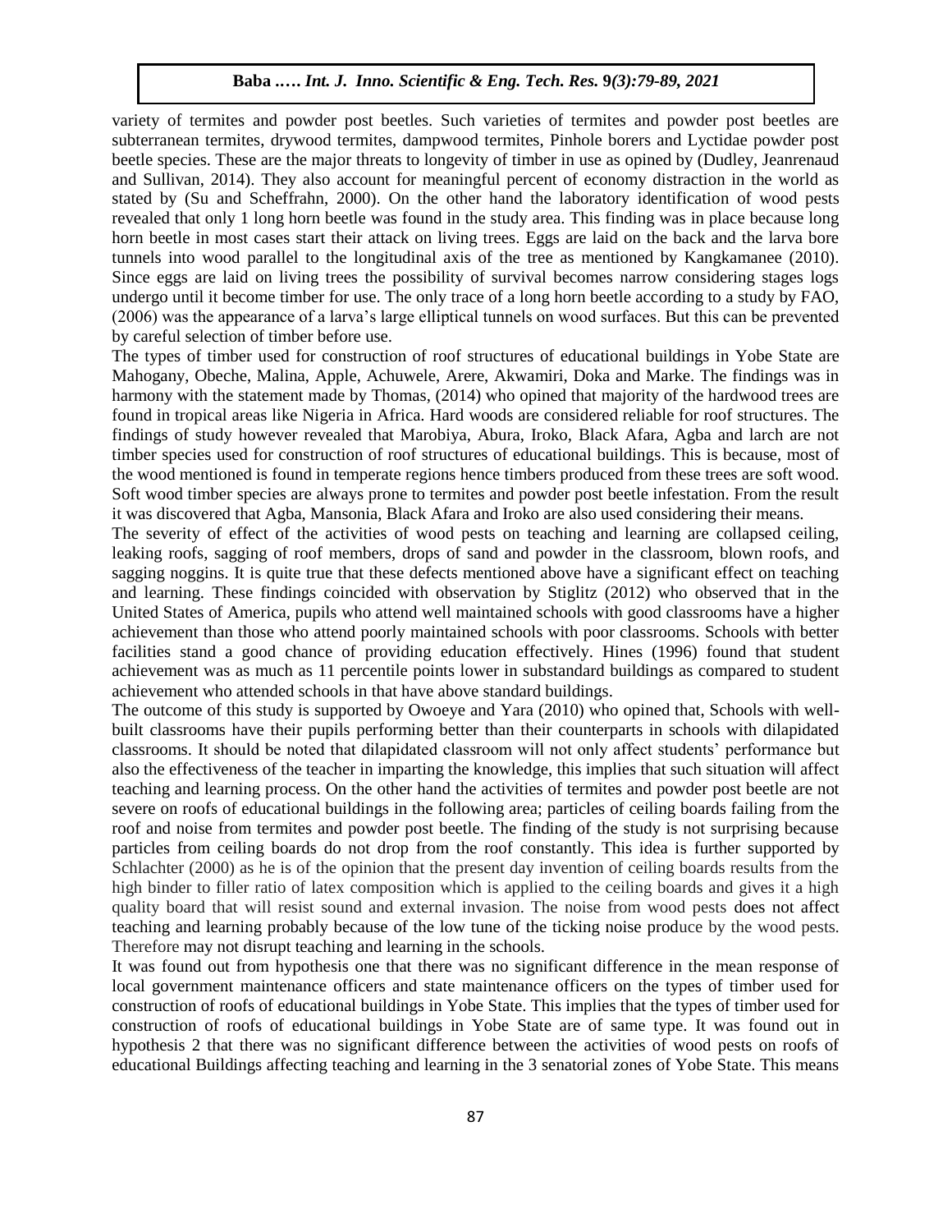variety of termites and powder post beetles. Such varieties of termites and powder post beetles are subterranean termites, drywood termites, dampwood termites, Pinhole borers and Lyctidae powder post beetle species. These are the major threats to longevity of timber in use as opined by (Dudley, Jeanrenaud and Sullivan, 2014). They also account for meaningful percent of economy distraction in the world as stated by (Su and Scheffrahn, 2000). On the other hand the laboratory identification of wood pests revealed that only 1 long horn beetle was found in the study area. This finding was in place because long horn beetle in most cases start their attack on living trees. Eggs are laid on the back and the larva bore tunnels into wood parallel to the longitudinal axis of the tree as mentioned by Kangkamanee (2010). Since eggs are laid on living trees the possibility of survival becomes narrow considering stages logs undergo until it become timber for use. The only trace of a long horn beetle according to a study by FAO, (2006) was the appearance of a larva's large elliptical tunnels on wood surfaces. But this can be prevented by careful selection of timber before use.

The types of timber used for construction of roof structures of educational buildings in Yobe State are Mahogany, Obeche, Malina, Apple, Achuwele, Arere, Akwamiri, Doka and Marke. The findings was in harmony with the statement made by Thomas, (2014) who opined that majority of the hardwood trees are found in tropical areas like Nigeria in Africa. Hard woods are considered reliable for roof structures. The findings of study however revealed that Marobiya, Abura, Iroko, Black Afara, Agba and larch are not timber species used for construction of roof structures of educational buildings. This is because, most of the wood mentioned is found in temperate regions hence timbers produced from these trees are soft wood. Soft wood timber species are always prone to termites and powder post beetle infestation. From the result it was discovered that Agba, Mansonia, Black Afara and Iroko are also used considering their means.

The severity of effect of the activities of wood pests on teaching and learning are collapsed ceiling, leaking roofs, sagging of roof members, drops of sand and powder in the classroom, blown roofs, and sagging noggins. It is quite true that these defects mentioned above have a significant effect on teaching and learning. These findings coincided with observation by Stiglitz (2012) who observed that in the United States of America, pupils who attend well maintained schools with good classrooms have a higher achievement than those who attend poorly maintained schools with poor classrooms. Schools with better facilities stand a good chance of providing education effectively. Hines (1996) found that student achievement was as much as 11 percentile points lower in substandard buildings as compared to student achievement who attended schools in that have above standard buildings.

The outcome of this study is supported by Owoeye and Yara (2010) who opined that, Schools with well-built classrooms have their pupils performing better than their counterparts in schools with dilapidated classrooms. It should be noted that dilapidated classroom will not only affect students' performance but also the effectiveness of the teacher in imparting the knowledge, this implies that such situation will affect teaching and learning process. On the other hand the activities of termites and powder post beetle are not severe on roofs of educational buildings in the following area; particles of ceiling boards failing from the roof and noise from termites and powder post beetle. The finding of the study is not surprising because particles from ceiling boards do not drop from the roof constantly. This idea is further supported by Schlachter (2000) as he is of the opinion that the present day invention of ceiling boards results from the high binder to filler ratio of latex composition which is applied to the ceiling boards and gives it a high quality board that will resist sound and external invasion. The noise from wood pests does not affect teaching and learning probably because of the low tune of the ticking noise produce by the wood pests. Therefore may not disrupt teaching and learning in the schools.

It was found out from hypothesis one that there was no significant difference in the mean response of local government maintenance officers and state maintenance officers on the types of timber used for construction of roofs of educational buildings in Yobe State. This implies that the types of timber used for construction of roofs of educational buildings in Yobe State are of same type. It was found out in hypothesis 2 that there was no significant difference between the activities of wood pests on roofs of educational Buildings affecting teaching and learning in the 3 senatorial zones of Yobe State. This means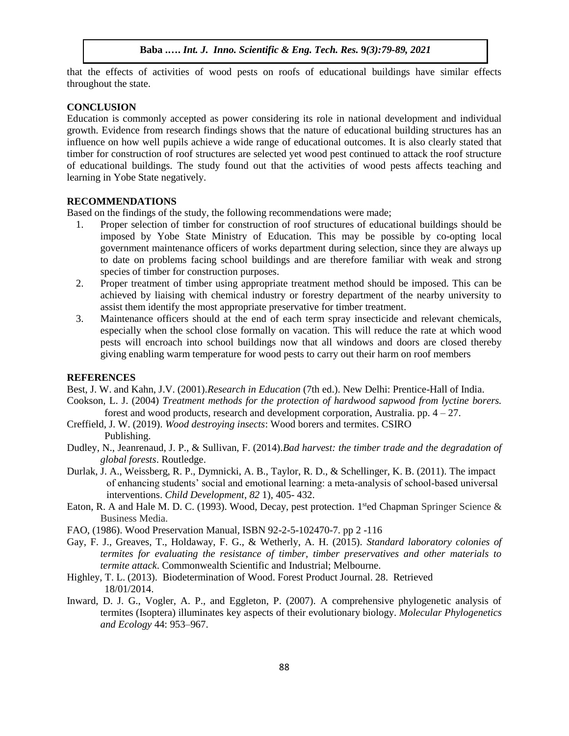that the effects of activities of wood pests on roofs of educational buildings have similar effects throughout the state.

## CONCLUSION

Education is commonly accepted as power considering its role in national development and individual growth. Evidence from research findings shows that the nature of educational building structures has an influence on how well pupils achieve a wide range of educational outcomes. It is also clearly stated that timber for construction of roof structures are selected yet wood pest continued to attack the roof structure of educational buildings. The study found out that the activities of wood pests affects teaching and learning in Yobe State negatively.

## RECOMMENDATIONS

Based on the findings of the study, the following recommendations were made;

1. Proper selection of timber for construction of roof structures of educational buildings should be imposed by Yobe State Ministry of Education. This may be possible by co-opting local government maintenance officers of works department during selection, since they are always up to date on problems facing school buildings and are therefore familiar with weak and strong species of timber for construction purposes.
2. Proper treatment of timber using appropriate treatment method should be imposed. This can be achieved by liaising with chemical industry or forestry department of the nearby university to assist them identify the most appropriate preservative for timber treatment.
3. Maintenance officers should at the end of each term spray insecticide and relevant chemicals, especially when the school close formally on vacation. This will reduce the rate at which wood pests will encroach into school buildings now that all windows and doors are closed thereby giving enabling warm temperature for wood pests to carry out their harm on roof members

## REFERENCES

Best, J. W. and Kahn, J.V. (2001).*Research in Education* (7th ed.). New Delhi: Prentice-Hall of India.

Cookson, L. J. (2004) *Treatment methods for the protection of hardwood sapwood from lyctine borers.* forest and wood products, research and development corporation, Australia. pp. 4 – 27.

Creffield, J. W. (2019). *Wood destroying insects*: Wood borers and termites. CSIRO Publishing.

Dudley, N., Jeanrenaud, J. P., & Sullivan, F. (2014).*Bad harvest: the timber trade and the degradation of global forests*. Routledge.

Durlak, J. A., Weissberg, R. P., Dymnicki, A. B., Taylor, R. D., & Schellinger, K. B. (2011). The impact of enhancing students' social and emotional learning: a meta-analysis of school-based universal interventions. *Child Development*, *82* 1), 405- 432.

Eaton, R. A and Hale M. D. C. (1993). Wood, Decay, pest protection. 1[st]ed Chapman Springer Science & Business Media.

FAO, (1986). Wood Preservation Manual, ISBN 92-2-5-102470-7. pp 2 -116

Gay, F. J., Greaves, T., Holdaway, F. G., & Wetherly, A. H. (2015). *Standard laboratory colonies of termites for evaluating the resistance of timber, timber preservatives and other materials to termite attack*. Commonwealth Scientific and Industrial; Melbourne.

Highley, T. L. (2013). Biodetermination of Wood. Forest Product Journal. 28. Retrieved 18/01/2014.

Inward, D. J. G., Vogler, A. P., and Eggleton, P. (2007). A comprehensive phylogenetic analysis of termites (Isoptera) illuminates key aspects of their evolutionary biology. *Molecular Phylogenetics and Ecology* 44: 953–967.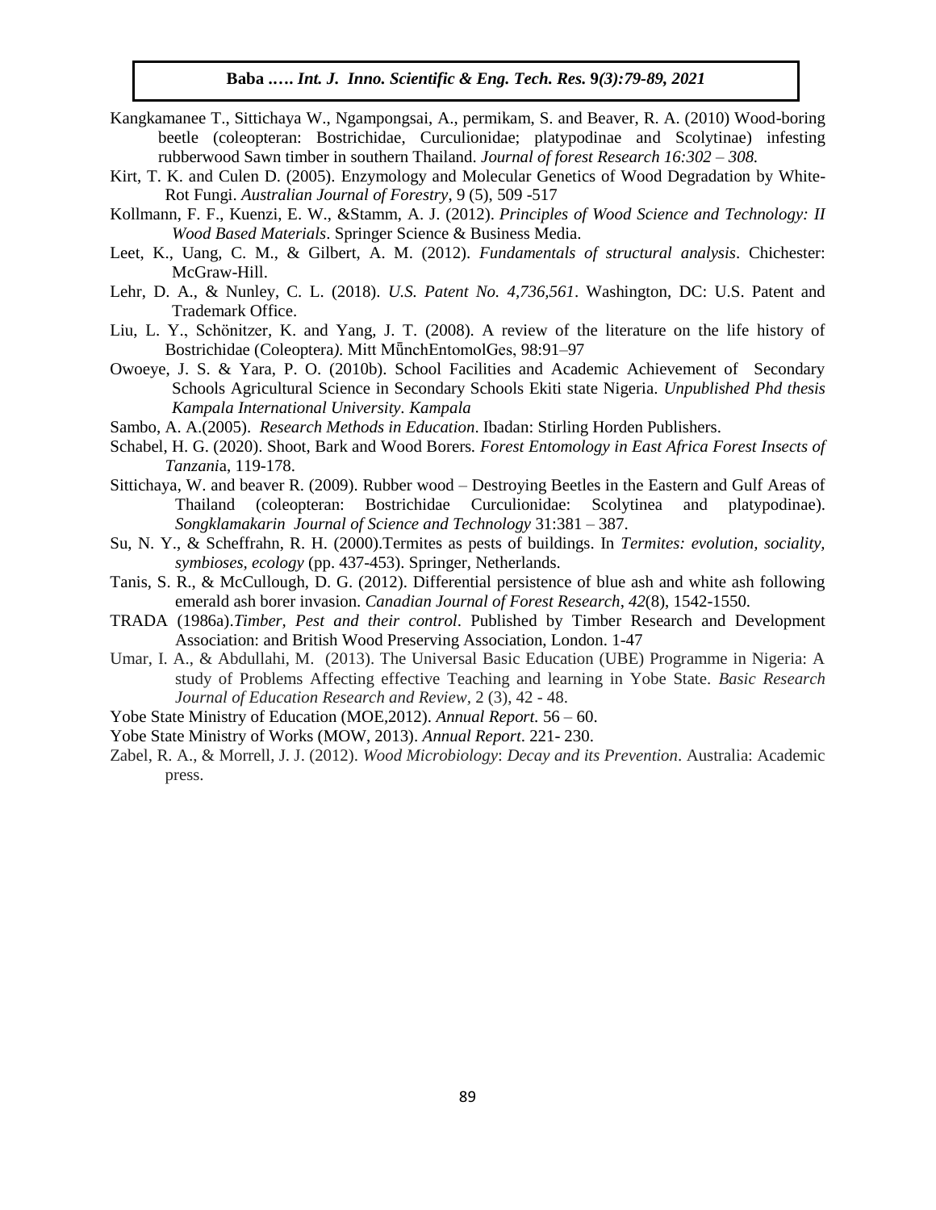Kangkamanee T., Sittichaya W., Ngampongsai, A., permikam, S. and Beaver, R. A. (2010) Wood-boring beetle (coleopteran: Bostrichidae, Curculionidae; platypodinae and Scolytinae) infesting rubberwood Sawn timber in southern Thailand. *Journal of forest Research 16:302 – 308.*

Kirt, T. K. and Culen D. (2005). Enzymology and Molecular Genetics of Wood Degradation by White-Rot Fungi. *Australian Journal of Forestry*, 9 (5), 509 -517

Kollmann, F. F., Kuenzi, E. W., &Stamm, A. J. (2012). *Principles of Wood Science and Technology: II Wood Based Materials*. Springer Science & Business Media.

Leet, K., Uang, C. M., & Gilbert, A. M. (2012). *Fundamentals of structural analysis*. Chichester: McGraw-Hill.

Lehr, D. A., & Nunley, C. L. (2018). *U.S. Patent No. 4,736,561*. Washington, DC: U.S. Patent and Trademark Office.

Liu, L. Y., Schönitzer, K. and Yang, J. T. (2008). A review of the literature on the life history of Bostrichidae (Coleoptera*)*. Mitt MűnchEntomolGes, 98:91–97

Owoeye, J. S. & Yara, P. O. (2010b). School Facilities and Academic Achievement of Secondary Schools Agricultural Science in Secondary Schools Ekiti state Nigeria. *Unpublished Phd thesis Kampala International University*. *Kampala*

Sambo, A. A.(2005). *Research Methods in Education*. Ibadan: Stirling Horden Publishers.

Schabel, H. G. (2020). Shoot, Bark and Wood Borers*. Forest Entomology in East Africa Forest Insects of Tanzani*a, 119-178.

Sittichaya, W. and beaver R. (2009). Rubber wood – Destroying Beetles in the Eastern and Gulf Areas of Thailand (coleopteran: Bostrichidae Curculionidae: Scolytinea and platypodinae). *Songklamakarin Journal of Science and Technology* 31:381 – 387.

Su, N. Y., & Scheffrahn, R. H. (2000).Termites as pests of buildings. In *Termites: evolution, sociality, symbioses, ecology* (pp. 437-453). Springer, Netherlands.

Tanis, S. R., & McCullough, D. G. (2012). Differential persistence of blue ash and white ash following emerald ash borer invasion. *Canadian Journal of Forest Research*, *42*(8), 1542-1550.

TRADA (1986a).*Timber, Pest and their control*. Published by Timber Research and Development Association: and British Wood Preserving Association, London. 1-47

Umar, I. A., & Abdullahi, M. (2013). The Universal Basic Education (UBE) Programme in Nigeria: A study of Problems Affecting effective Teaching and learning in Yobe State. *Basic Research Journal of Education Research and Review*, 2 (3), 42 - 48.

Yobe State Ministry of Education (MOE,2012). *Annual Report.* 56 – 60.

Yobe State Ministry of Works (MOW, 2013). *Annual Report*. 221- 230.

Zabel, R. A., & Morrell, J. J. (2012). *Wood Microbiology*: *Decay and its Prevention*. Australia: Academic press.